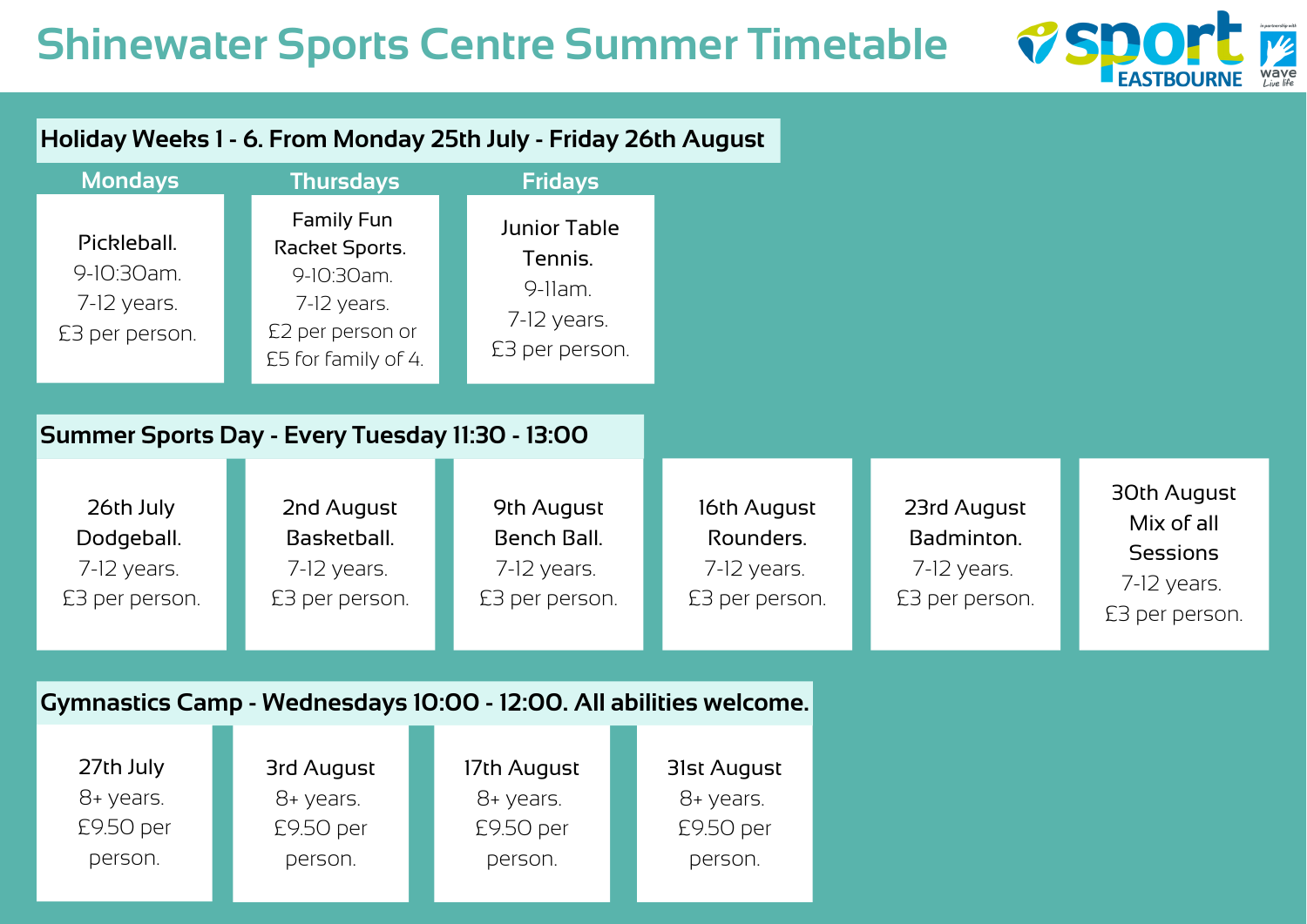# Shinewater Sports Centre Summer Timetable

## Holiday Weeks 1 - 6. From Monday 25th July - Friday 26th August

| Mondays | Thursdays | Fridays |
|---|---|---|
| Pickleball. 9-10:30am. 7-12 years. £3 per person. | Family Fun Racket Sports. 9-10:30am. 7-12 years. £2 per person or £5 for family of 4. | Junior Table Tennis. 9-11am. 7-12 years. £3 per person. |

## Summer Sports Day - Every Tuesday 11:30 - 13:00

| 26th July | 2nd August | 9th August | 16th August | 23rd August | 30th August |
|---|---|---|---|---|---|
| Dodgeball. | Basketball. | Bench Ball. | Rounders. | Badminton. | Mix of all Sessions |
| 7-12 years. | 7-12 years. | 7-12 years. | 7-12 years. | 7-12 years. | 7-12 years. |
| £3 per person. | £3 per person. | £3 per person. | £3 per person. | £3 per person. | £3 per person. |

## Gymnastics Camp - Wednesdays 10:00 - 12:00. All abilities welcome.

| 27th July | 3rd August | 17th August | 31st August |
|---|---|---|---|
| 8+ years. | 8+ years. | 8+ years. | 8+ years. |
| £9.50 per person. | £9.50 per person. | £9.50 per person. | £9.50 per person. |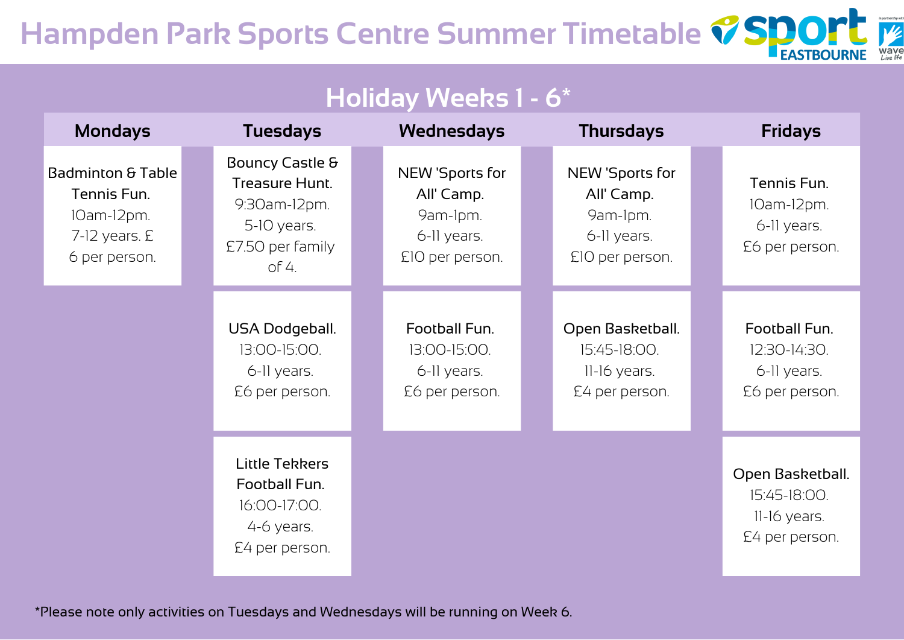# Hampden Park Sports Centre Summer Timetable

## Holiday Weeks 1 - 6*

| Mondays | Tuesdays | Wednesdays | Thursdays | Fridays |
|---|---|---|---|---|
| Badminton & Table Tennis Fun. 10am-12pm. 7-12 years. £ 6 per person. | Bouncy Castle & Treasure Hunt. 9:30am-12pm. 5-10 years. £7.50 per family of 4. | NEW 'Sports for All' Camp. 9am-1pm. 6-11 years. £10 per person. | NEW 'Sports for All' Camp. 9am-1pm. 6-11 years. £10 per person. | Tennis Fun. 10am-12pm. 6-11 years. £6 per person. |
| | USA Dodgeball. 13:00-15:00. 6-11 years. £6 per person. | Football Fun. 13:00-15:00. 6-11 years. £6 per person. | Open Basketball. 15:45-18:00. 11-16 years. £4 per person. | Football Fun. 12:30-14:30. 6-11 years. £6 per person. |
| | Little Tekkers Football Fun. 16:00-17:00. 4-6 years. £4 per person. | | | Open Basketball. 15:45-18:00. 11-16 years. £4 per person. |

*Please note only activities on Tuesdays and Wednesdays will be running on Week 6.